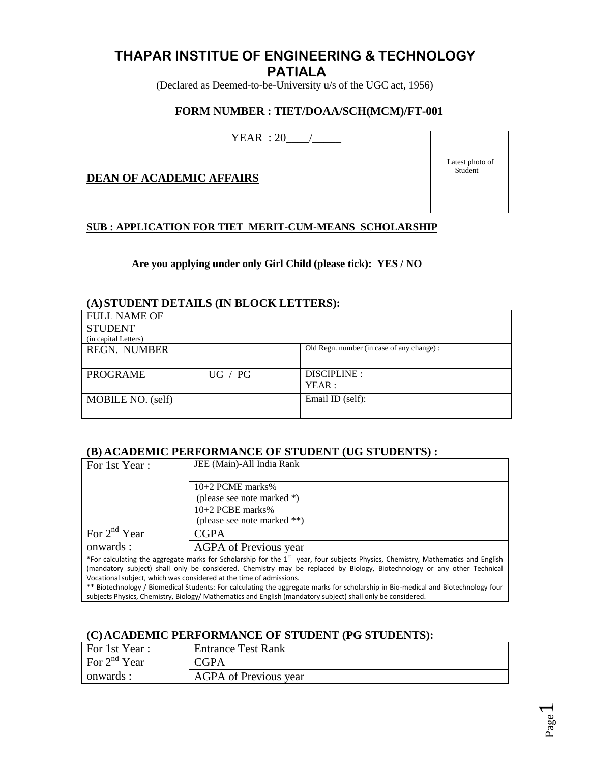# THAPAR INSTITUE OF ENGINEERING & TECHNOLOGY PATIALA

(Declared as Deemed-to-be-University u/s of the UGC act, 1956)

**FORM NUMBER : TIET/DOAA/SCH(MCM)/FT-001**

YEAR : 20____/_____

Latest photo of Student

**DEAN OF ACADEMIC AFFAIRS**

**SUB : APPLICATION FOR TIET MERIT-CUM-MEANS SCHOLARSHIP**

**Are you applying under only Girl Child (please tick): YES / NO**

## (A) STUDENT DETAILS (IN BLOCK LETTERS):

| | | |
|---|---|---|
| FULL NAME OF STUDENT (in capital Letters) | | |
| REGN. NUMBER | | Old Regn. number (in case of any change) : |
| PROGRAME | UG / PG | DISCIPLINE :<br>YEAR : |
| MOBILE NO. (self) | | Email ID (self): |

## (B) ACADEMIC PERFORMANCE OF STUDENT (UG STUDENTS) :

| | | |
|---|---|---|
| For 1st Year : | JEE (Main)-All India Rank | |
| | 10+2 PCME marks% (please see note marked *) | |
| | 10+2 PCBE marks% (please see note marked **) | |
| For 2nd Year onwards : | CGPA | |
| | AGPA of Previous year | |

*For calculating the aggregate marks for Scholarship for the 1st year, four subjects Physics, Chemistry, Mathematics and English (mandatory subject) shall only be considered. Chemistry may be replaced by Biology, Biotechnology or any other Technical Vocational subject, which was considered at the time of admissions.

** Biotechnology / Biomedical Students: For calculating the aggregate marks for scholarship in Bio-medical and Biotechnology four subjects Physics, Chemistry, Biology/ Mathematics and English (mandatory subject) shall only be considered.

## (C) ACADEMIC PERFORMANCE OF STUDENT (PG STUDENTS):

| | | |
|---|---|---|
| For 1st Year : | Entrance Test Rank | |
| For 2nd Year onwards : | CGPA | |
| | AGPA of Previous year | |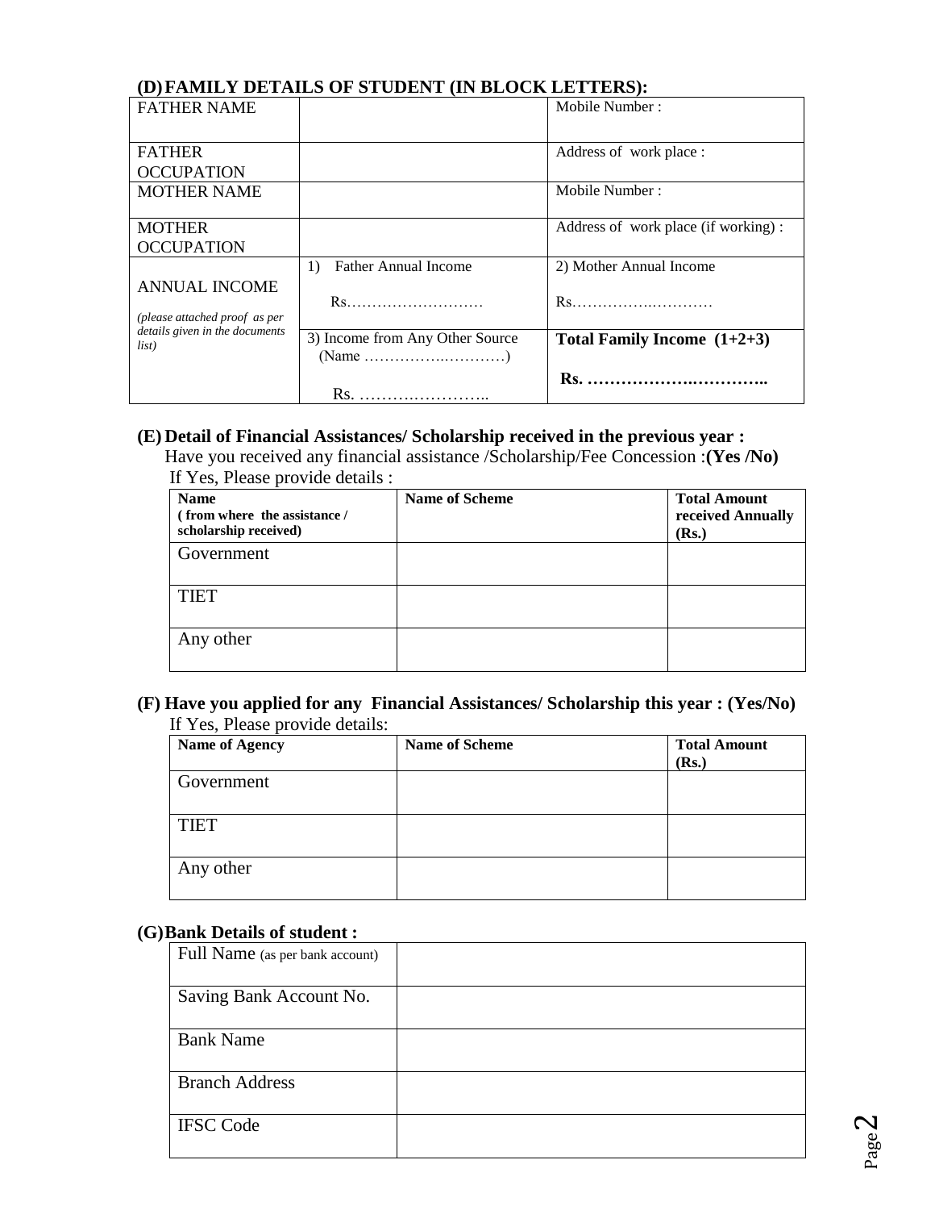## (D) FAMILY DETAILS OF STUDENT (IN BLOCK LETTERS):

| | | |
|---|---|---|
| FATHER NAME | | Mobile Number : |
| FATHER OCCUPATION | | Address of work place : |
| MOTHER NAME | | Mobile Number : |
| MOTHER OCCUPATION | | Address of work place (if working) : |
| ANNUAL INCOME *(please attached proof as per details given in the documents list)* | 1) Father Annual Income Rs……………………… | 2) Mother Annual Income Rs………….………… |
| | 3) Income from Any Other Source (Name ………….…………) Rs. ……….………….. | **Total Family Income (1+2+3)** **Rs. …………….………….** |

## (E) Detail of Financial Assistances/ Scholarship received in the previous year :

Have you received any financial assistance /Scholarship/Fee Concession :**(Yes /No)**

If Yes, Please provide details :

| **Name ( from where the assistance / scholarship received)** | **Name of Scheme** | **Total Amount received Annually (Rs.)** |
|---|---|---|
| Government | | |
| TIET | | |
| Any other | | |

## (F) Have you applied for any Financial Assistances/ Scholarship this year : (Yes/No)

If Yes, Please provide details:

| **Name of Agency** | **Name of Scheme** | **Total Amount (Rs.)** |
|---|---|---|
| Government | | |
| TIET | | |
| Any other | | |

## (G) Bank Details of student :

| | |
|---|---|
| Full Name (as per bank account) | |
| Saving Bank Account No. | |
| Bank Name | |
| Branch Address | |
| IFSC Code | |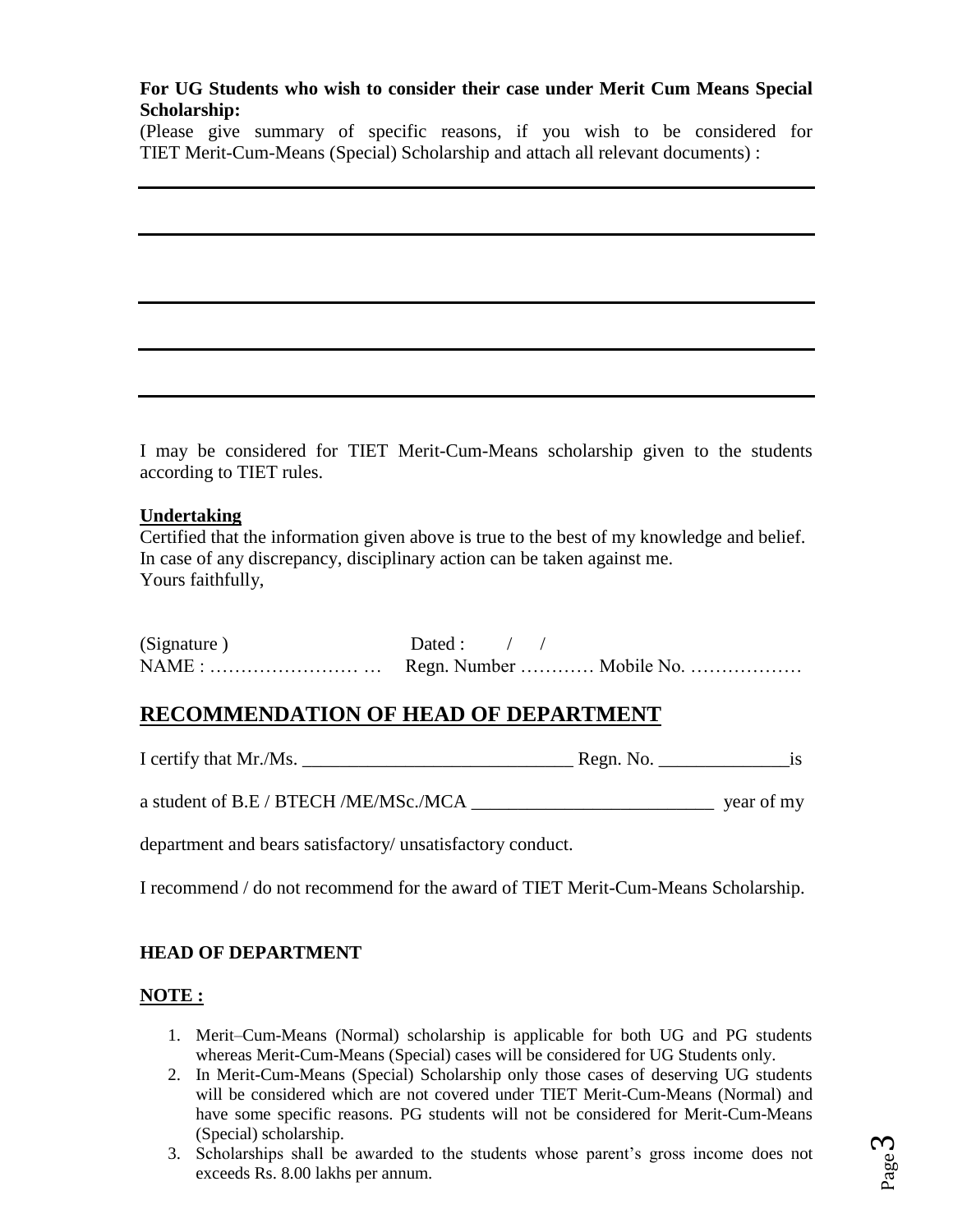**For UG Students who wish to consider their case under Merit Cum Means Special Scholarship:**

(Please give summary of specific reasons, if you wish to be considered for TIET Merit-Cum-Means (Special) Scholarship and attach all relevant documents) :

______________________________________________________________________

______________________________________________________________________

______________________________________________________________________

______________________________________________________________________

______________________________________________________________________

I may be considered for TIET Merit-Cum-Means scholarship given to the students according to TIET rules.

**Undertaking**

Certified that the information given above is true to the best of my knowledge and belief. In case of any discrepancy, disciplinary action can be taken against me.
Yours faithfully,

(Signature ) Dated : / /
NAME : …………………… … Regn. Number ………… Mobile No. ………………

## RECOMMENDATION OF HEAD OF DEPARTMENT

I certify that Mr./Ms. _____________________________ Regn. No. ______________is

a student of B.E / BTECH /ME/MSc./MCA __________________________ year of my

department and bears satisfactory/ unsatisfactory conduct.

I recommend / do not recommend for the award of TIET Merit-Cum-Means Scholarship.

**HEAD OF DEPARTMENT**

**NOTE :**

1. Merit–Cum-Means (Normal) scholarship is applicable for both UG and PG students whereas Merit-Cum-Means (Special) cases will be considered for UG Students only.
2. In Merit-Cum-Means (Special) Scholarship only those cases of deserving UG students will be considered which are not covered under TIET Merit-Cum-Means (Normal) and have some specific reasons. PG students will not be considered for Merit-Cum-Means (Special) scholarship.
3. Scholarships shall be awarded to the students whose parent's gross income does not exceeds Rs. 8.00 lakhs per annum.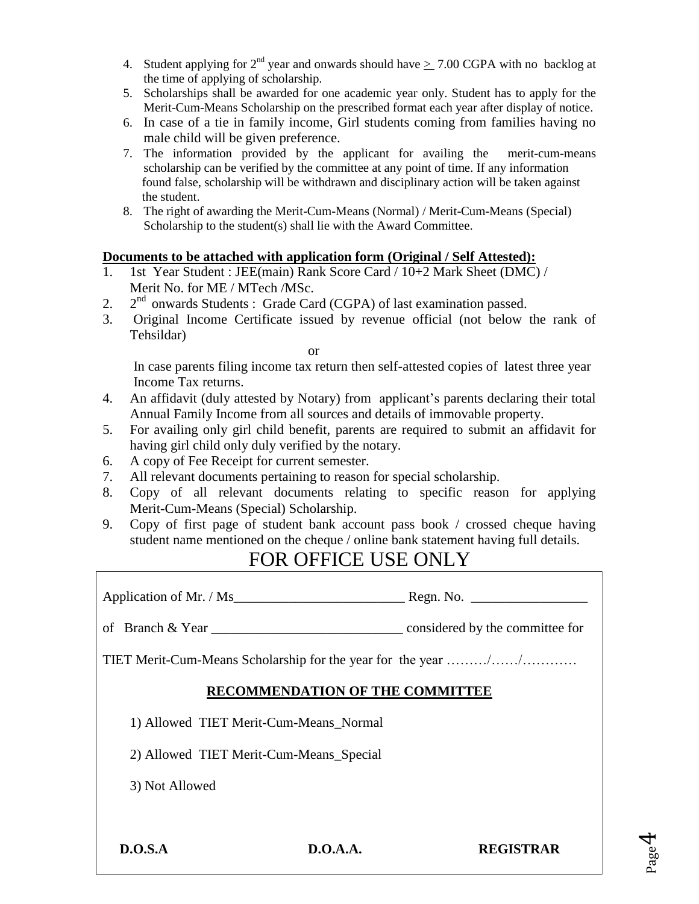4. Student applying for $2^{nd}$ year and onwards should have $\geq$ 7.00 CGPA with no backlog at the time of applying of scholarship.
5. Scholarships shall be awarded for one academic year only. Student has to apply for the Merit-Cum-Means Scholarship on the prescribed format each year after display of notice.
6. In case of a tie in family income, Girl students coming from families having no male child will be given preference.
7. The information provided by the applicant for availing the merit-cum-means scholarship can be verified by the committee at any point of time. If any information found false, scholarship will be withdrawn and disciplinary action will be taken against the student.
8. The right of awarding the Merit-Cum-Means (Normal) / Merit-Cum-Means (Special) Scholarship to the student(s) shall lie with the Award Committee.

**Documents to be attached with application form (Original / Self Attested):**

1. 1st Year Student : JEE(main) Rank Score Card / 10+2 Mark Sheet (DMC) / Merit No. for ME / MTech /MSc.
2. $2^{nd}$ onwards Students : Grade Card (CGPA) of last examination passed.
3. Original Income Certificate issued by revenue official (not below the rank of Tehsildar)

   or

   In case parents filing income tax return then self-attested copies of latest three year Income Tax returns.
4. An affidavit (duly attested by Notary) from applicant's parents declaring their total Annual Family Income from all sources and details of immovable property.
5. For availing only girl child benefit, parents are required to submit an affidavit for having girl child only duly verified by the notary.
6. A copy of Fee Receipt for current semester.
7. All relevant documents pertaining to reason for special scholarship.
8. Copy of all relevant documents relating to specific reason for applying Merit-Cum-Means (Special) Scholarship.
9. Copy of first page of student bank account pass book / crossed cheque having student name mentioned on the cheque / online bank statement having full details.

# FOR OFFICE USE ONLY

Application of Mr. / Ms_________________________ Regn. No. _________________

of Branch & Year ____________________________ considered by the committee for

TIET Merit-Cum-Means Scholarship for the year for the year ………/……/…………

**RECOMMENDATION OF THE COMMITTEE**

1) Allowed TIET Merit-Cum-Means_Normal

2) Allowed TIET Merit-Cum-Means_Special

3) Not Allowed

**D.O.S.A** **D.O.A.A.** **REGISTRAR**